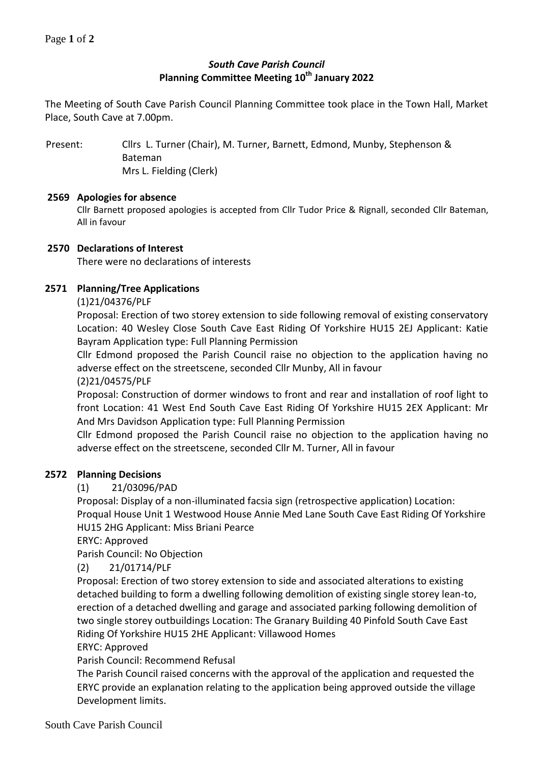# *South Cave Parish Council*
## Planning Committee Meeting 10th January 2022

The Meeting of South Cave Parish Council Planning Committee took place in the Town Hall, Market Place, South Cave at 7.00pm.

Present: Cllrs L. Turner (Chair), M. Turner, Barnett, Edmond, Munby, Stephenson & Bateman
Mrs L. Fielding (Clerk)

**2569 Apologies for absence**

Cllr Barnett proposed apologies is accepted from Cllr Tudor Price & Rignall, seconded Cllr Bateman, All in favour

**2570 Declarations of Interest**

There were no declarations of interests

**2571 Planning/Tree Applications**

(1)21/04376/PLF

Proposal: Erection of two storey extension to side following removal of existing conservatory Location: 40 Wesley Close South Cave East Riding Of Yorkshire HU15 2EJ Applicant: Katie Bayram Application type: Full Planning Permission

Cllr Edmond proposed the Parish Council raise no objection to the application having no adverse effect on the streetscene, seconded Cllr Munby, All in favour

(2)21/04575/PLF

Proposal: Construction of dormer windows to front and rear and installation of roof light to front Location: 41 West End South Cave East Riding Of Yorkshire HU15 2EX Applicant: Mr And Mrs Davidson Application type: Full Planning Permission

Cllr Edmond proposed the Parish Council raise no objection to the application having no adverse effect on the streetscene, seconded Cllr M. Turner, All in favour

**2572 Planning Decisions**

(1) 21/03096/PAD

Proposal: Display of a non-illuminated facsia sign (retrospective application) Location: Proqual House Unit 1 Westwood House Annie Med Lane South Cave East Riding Of Yorkshire HU15 2HG Applicant: Miss Briani Pearce

ERYC: Approved

Parish Council: No Objection

(2) 21/01714/PLF

Proposal: Erection of two storey extension to side and associated alterations to existing detached building to form a dwelling following demolition of existing single storey lean-to, erection of a detached dwelling and garage and associated parking following demolition of two single storey outbuildings Location: The Granary Building 40 Pinfold South Cave East Riding Of Yorkshire HU15 2HE Applicant: Villawood Homes

ERYC: Approved

Parish Council: Recommend Refusal

The Parish Council raised concerns with the approval of the application and requested the ERYC provide an explanation relating to the application being approved outside the village Development limits.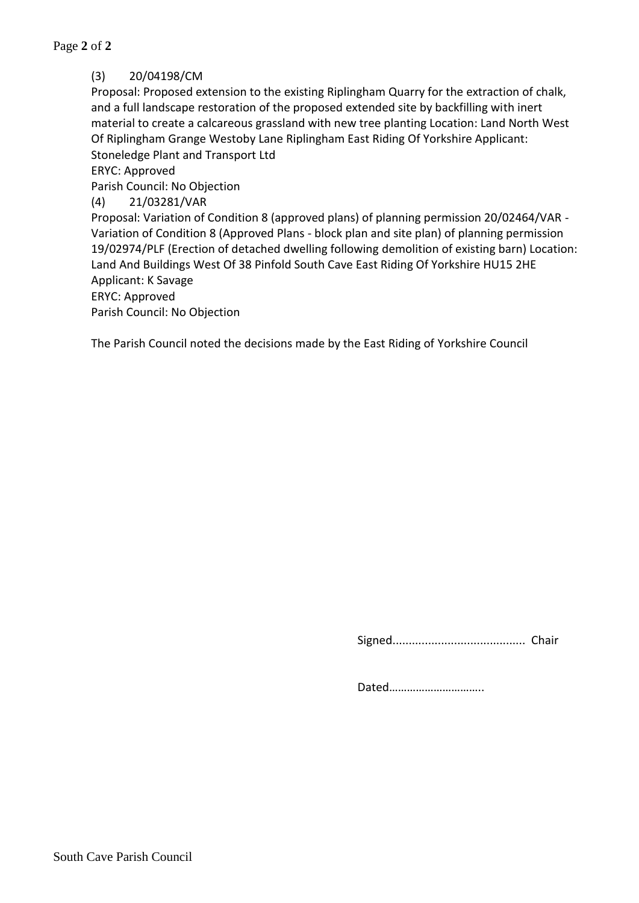(3) 20/04198/CM

Proposal: Proposed extension to the existing Riplingham Quarry for the extraction of chalk, and a full landscape restoration of the proposed extended site by backfilling with inert material to create a calcareous grassland with new tree planting Location: Land North West Of Riplingham Grange Westoby Lane Riplingham East Riding Of Yorkshire Applicant: Stoneledge Plant and Transport Ltd

ERYC: Approved

Parish Council: No Objection

(4) 21/03281/VAR

Proposal: Variation of Condition 8 (approved plans) of planning permission 20/02464/VAR - Variation of Condition 8 (Approved Plans - block plan and site plan) of planning permission 19/02974/PLF (Erection of detached dwelling following demolition of existing barn) Location: Land And Buildings West Of 38 Pinfold South Cave East Riding Of Yorkshire HU15 2HE Applicant: K Savage

ERYC: Approved

Parish Council: No Objection

The Parish Council noted the decisions made by the East Riding of Yorkshire Council

Signed......................................... Chair

Dated…………………………..